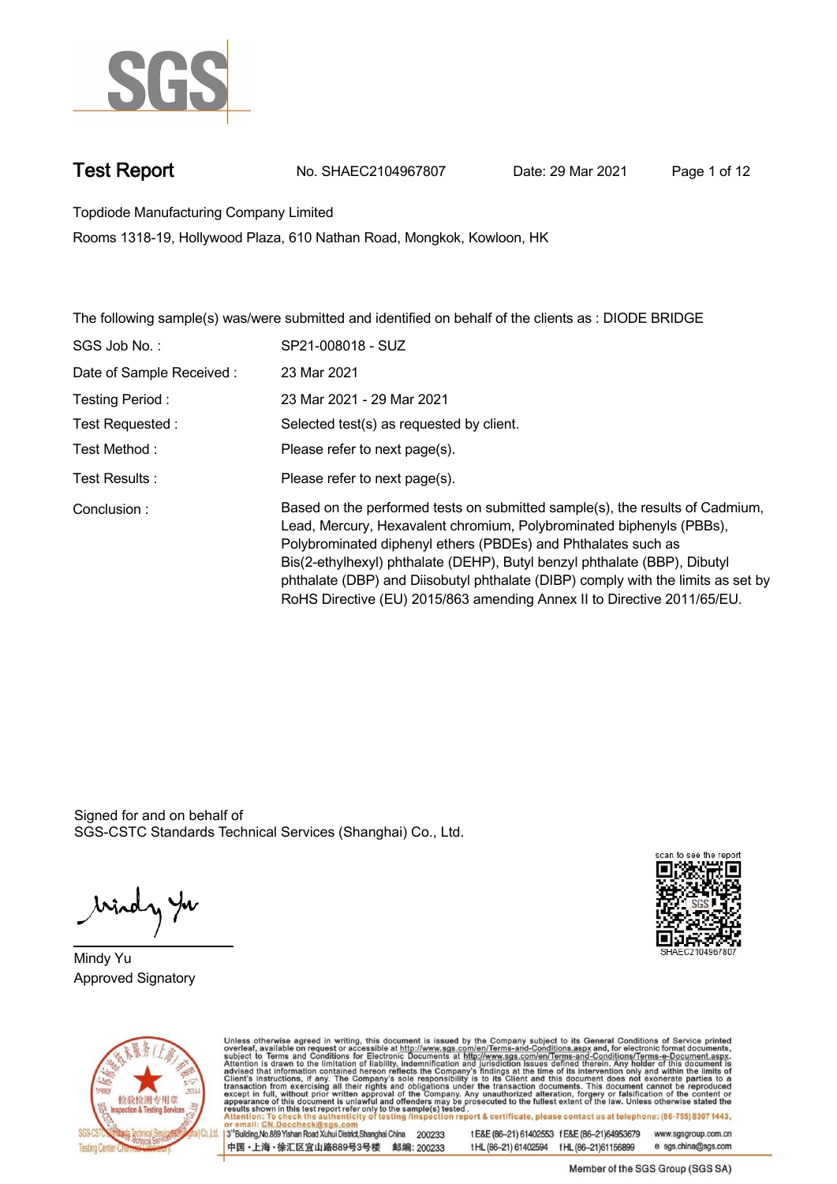SGS

# Test Report

No. SHAEC2104967807 Date: 29 Mar 2021

Topdiode Manufacturing Company Limited

Rooms 1318-19, Hollywood Plaza, 610 Nathan Road, Mongkok, Kowloon, HK

The following sample(s) was/were submitted and identified on behalf of the clients as : DIODE BRIDGE

| | |
|---|---|
| SGS Job No. : | SP21-008018 - SUZ |
| Date of Sample Received : | 23 Mar 2021 |
| Testing Period : | 23 Mar 2021 - 29 Mar 2021 |
| Test Requested : | Selected test(s) as requested by client. |
| Test Method : | Please refer to next page(s). |
| Test Results : | Please refer to next page(s). |
| Conclusion : | Based on the performed tests on submitted sample(s), the results of Cadmium, Lead, Mercury, Hexavalent chromium, Polybrominated biphenyls (PBBs), Polybrominated diphenyl ethers (PBDEs) and Phthalates such as Bis(2-ethylhexyl) phthalate (DEHP), Butyl benzyl phthalate (BBP), Dibutyl phthalate (DBP) and Diisobutyl phthalate (DIBP) comply with the limits as set by RoHS Directive (EU) 2015/863 amending Annex II to Directive 2011/65/EU. |

Signed for and on behalf of
SGS-CSTC Standards Technical Services (Shanghai) Co., Ltd.

Mindy Yu
Approved Signatory

scan to see the report
SHAEC2104967807

Unless otherwise agreed in writing, this document is issued by the Company subject to its General Conditions of Service printed overleaf, available on request or accessible at http://www.sgs.com/en/Terms-and-Conditions.aspx and, for electronic format documents, subject to Terms and Conditions for Electronic Documents at http://www.sgs.com/en/Terms-and-Conditions/Terms-e-Document.aspx. Attention is drawn to the limitation of liability, indemnification and jurisdiction issues defined therein. Any holder of this document is advised that information contained hereon reflects the Company's findings at the time of its intervention only and within the limits of Client's instructions, if any. The Company's sole responsibility is to its Client and this document does not exonerate parties to a transaction from exercising all their rights and obligations under the transaction documents. This document cannot be reproduced except in full, without prior written approval of the Company. Any unauthorized alteration, forgery or falsification of the content or appearance of this document is unlawful and offenders may be prosecuted to the fullest extent of the law. Unless otherwise stated the results shown in this test report refer only to the sample(s) tested.

Attention: To check the authenticity of testing /inspection report & certificate, please contact us at telephone: (86-755) 8307 1443, or email: CN.Doccheck@sgs.com

3rd Building,No.889 Yishan Road Xuhui District,Shanghai China 200233 t E&E (86-21) 61402553 f E&E (86-21)64953679 www.sgsgroup.com.cn

中国・上海・徐汇区宜山路889号3号楼 邮编: 200233 t HL (86-21) 61402594 f HL (86-21)61156899 e sgs.china@sgs.com

Member of the SGS Group (SGS SA)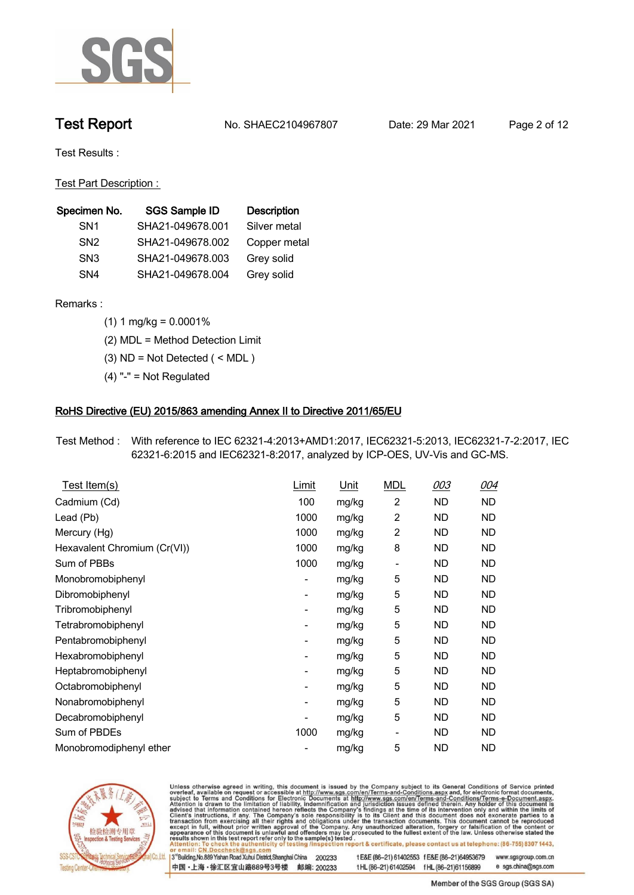# Test Report

No. SHAEC2104967807 Date: 29 Mar 2021

Test Results :

Test Part Description :

| Specimen No. | SGS Sample ID | Description |
|---|---|---|
| SN1 | SHA21-049678.001 | Silver metal |
| SN2 | SHA21-049678.002 | Copper metal |
| SN3 | SHA21-049678.003 | Grey solid |
| SN4 | SHA21-049678.004 | Grey solid |

Remarks :

(1) 1 mg/kg = 0.0001%

(2) MDL = Method Detection Limit

(3) ND = Not Detected ( < MDL )

(4) "-" = Not Regulated

## RoHS Directive (EU) 2015/863 amending Annex II to Directive 2011/65/EU

Test Method : With reference to IEC 62321-4:2013+AMD1:2017, IEC62321-5:2013, IEC62321-7-2:2017, IEC 62321-6:2015 and IEC62321-8:2017, analyzed by ICP-OES, UV-Vis and GC-MS.

| Test Item(s) | Limit | Unit | MDL | 003 | 004 |
|---|---|---|---|---|---|
| Cadmium (Cd) | 100 | mg/kg | 2 | ND | ND |
| Lead (Pb) | 1000 | mg/kg | 2 | ND | ND |
| Mercury (Hg) | 1000 | mg/kg | 2 | ND | ND |
| Hexavalent Chromium (Cr(VI)) | 1000 | mg/kg | 8 | ND | ND |
| Sum of PBBs | 1000 | mg/kg | - | ND | ND |
| Monobromobiphenyl | - | mg/kg | 5 | ND | ND |
| Dibromobiphenyl | - | mg/kg | 5 | ND | ND |
| Tribromobiphenyl | - | mg/kg | 5 | ND | ND |
| Tetrabromobiphenyl | - | mg/kg | 5 | ND | ND |
| Pentabromobiphenyl | - | mg/kg | 5 | ND | ND |
| Hexabromobiphenyl | - | mg/kg | 5 | ND | ND |
| Heptabromobiphenyl | - | mg/kg | 5 | ND | ND |
| Octabromobiphenyl | - | mg/kg | 5 | ND | ND |
| Nonabromobiphenyl | - | mg/kg | 5 | ND | ND |
| Decabromobiphenyl | - | mg/kg | 5 | ND | ND |
| Sum of PBDEs | 1000 | mg/kg | - | ND | ND |
| Monobromodiphenyl ether | - | mg/kg | 5 | ND | ND |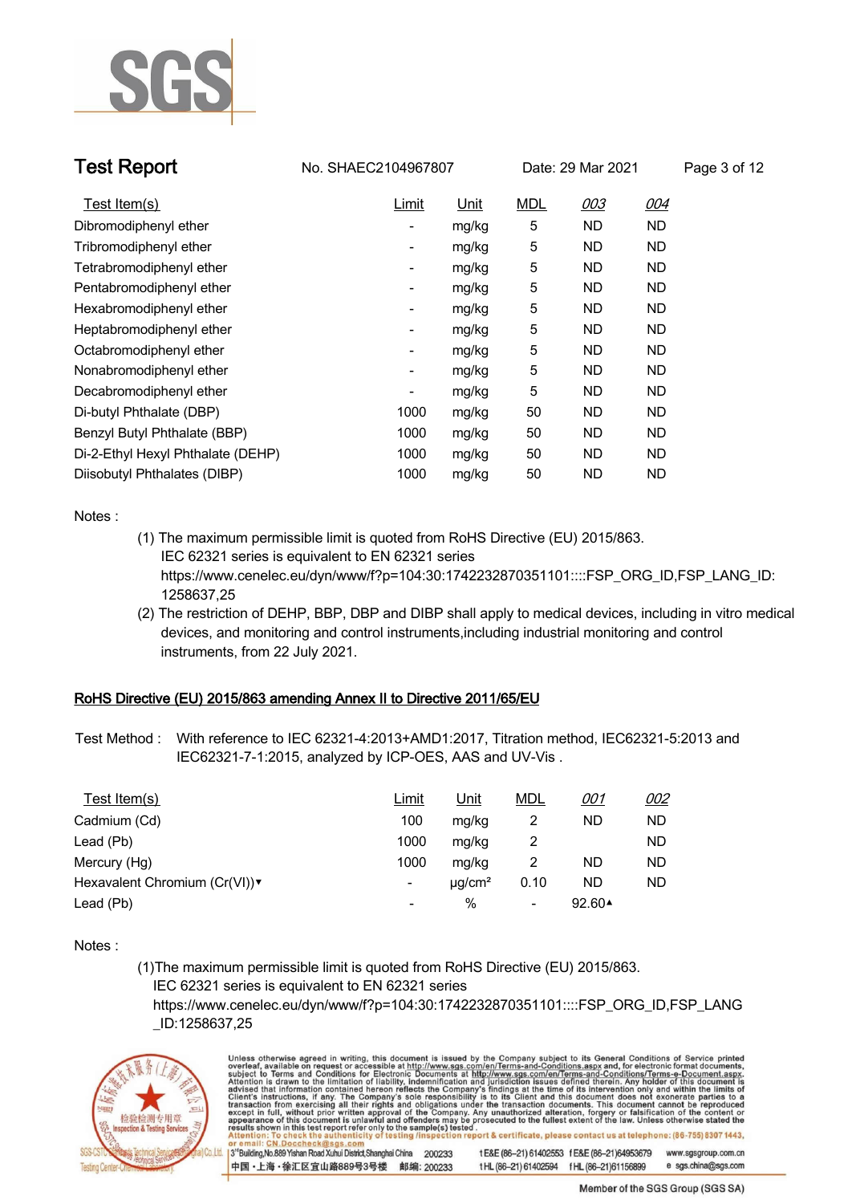# Test Report

No. SHAEC2104967807 Date: 29 Mar 2021

| Test Item(s) | Limit | Unit | MDL | 003 | 004 |
|---|---|---|---|---|---|
| Dibromodiphenyl ether | - | mg/kg | 5 | ND | ND |
| Tribromodiphenyl ether | - | mg/kg | 5 | ND | ND |
| Tetrabromodiphenyl ether | - | mg/kg | 5 | ND | ND |
| Pentabromodiphenyl ether | - | mg/kg | 5 | ND | ND |
| Hexabromodiphenyl ether | - | mg/kg | 5 | ND | ND |
| Heptabromodiphenyl ether | - | mg/kg | 5 | ND | ND |
| Octabromodiphenyl ether | - | mg/kg | 5 | ND | ND |
| Nonabromodiphenyl ether | - | mg/kg | 5 | ND | ND |
| Decabromodiphenyl ether | - | mg/kg | 5 | ND | ND |
| Di-butyl Phthalate (DBP) | 1000 | mg/kg | 50 | ND | ND |
| Benzyl Butyl Phthalate (BBP) | 1000 | mg/kg | 50 | ND | ND |
| Di-2-Ethyl Hexyl Phthalate (DEHP) | 1000 | mg/kg | 50 | ND | ND |
| Diisobutyl Phthalates (DIBP) | 1000 | mg/kg | 50 | ND | ND |

Notes :

(1) The maximum permissible limit is quoted from RoHS Directive (EU) 2015/863.
IEC 62321 series is equivalent to EN 62321 series
https://www.cenelec.eu/dyn/www/f?p=104:30:1742232870351101::::FSP_ORG_ID,FSP_LANG_ID:1258637,25

(2) The restriction of DEHP, BBP, DBP and DIBP shall apply to medical devices, including in vitro medical devices, and monitoring and control instruments,including industrial monitoring and control instruments, from 22 July 2021.

## RoHS Directive (EU) 2015/863 amending Annex II to Directive 2011/65/EU

Test Method : With reference to IEC 62321-4:2013+AMD1:2017, Titration method, IEC62321-5:2013 and IEC62321-7-1:2015, analyzed by ICP-OES, AAS and UV-Vis .

| Test Item(s) | Limit | Unit | MDL | 001 | 002 |
|---|---|---|---|---|---|
| Cadmium (Cd) | 100 | mg/kg | 2 | ND | ND |
| Lead (Pb) | 1000 | mg/kg | 2 | | ND |
| Mercury (Hg) | 1000 | mg/kg | 2 | ND | ND |
| Hexavalent Chromium (Cr(VI))▼ | - | μg/cm² | 0.10 | ND | ND |
| Lead (Pb) | - | % | - | 92.60▲ | |

Notes :

(1)The maximum permissible limit is quoted from RoHS Directive (EU) 2015/863.
IEC 62321 series is equivalent to EN 62321 series
https://www.cenelec.eu/dyn/www/f?p=104:30:1742232870351101::::FSP_ORG_ID,FSP_LANG_ID:1258637,25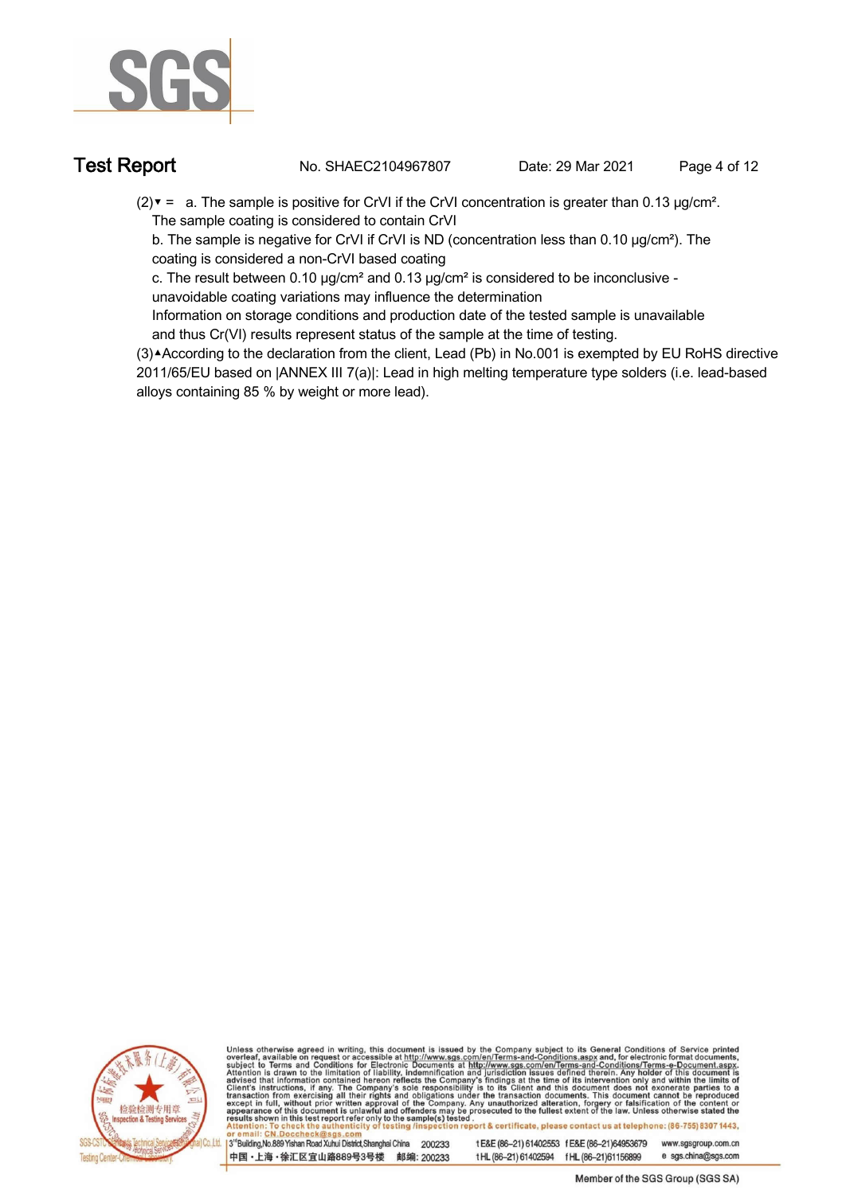(2)▼ = a. The sample is positive for CrVI if the CrVI concentration is greater than 0.13 µg/cm². The sample coating is considered to contain CrVI

b. The sample is negative for CrVI if CrVI is ND (concentration less than 0.10 µg/cm²). The coating is considered a non-CrVI based coating

c. The result between 0.10 µg/cm² and 0.13 µg/cm² is considered to be inconclusive - unavoidable coating variations may influence the determination

Information on storage conditions and production date of the tested sample is unavailable and thus Cr(VI) results represent status of the sample at the time of testing.

(3)▲According to the declaration from the client, Lead (Pb) in No.001 is exempted by EU RoHS directive 2011/65/EU based on |ANNEX III 7(a)|: Lead in high melting temperature type solders (i.e. lead-based alloys containing 85 % by weight or more lead).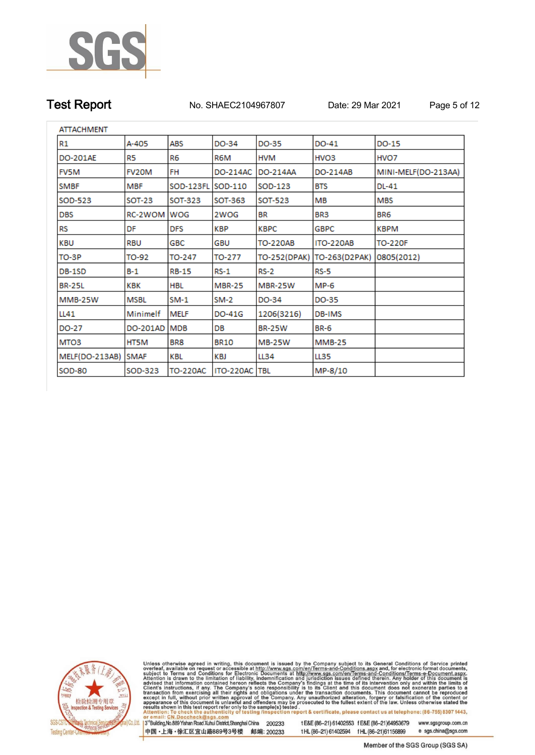# Test Report

No. SHAEC2104967807 Date: 29 Mar 2021

ATTACHMENT

| R1 | A-405 | ABS | DO-34 | DO-35 | DO-41 | DO-15 |
|---|---|---|---|---|---|---|
| DO-201AE | R5 | R6 | R6M | HVM | HVO3 | HVO7 |
| FV5M | FV20M | FH | DO-214AC | DO-214AA | DO-214AB | MINI-MELF(DO-213AA) |
| SMBF | MBF | SOD-123FL | SOD-110 | SOD-123 | BTS | DL-41 |
| SOD-523 | SOT-23 | SOT-323 | SOT-363 | SOT-523 | MB | MBS |
| DBS | RC-2WOM | WOG | 2WOG | BR | BR3 | BR6 |
| RS | DF | DFS | KBP | KBPC | GBPC | KBPM |
| KBU | RBU | GBC | GBU | TO-220AB | ITO-220AB | TO-220F |
| TO-3P | TO-92 | TO-247 | TO-277 | TO-252(DPAK) | TO-263(D2PAK) | 0805(2012) |
| DB-1SD | B-1 | RB-15 | RS-1 | RS-2 | RS-5 | |
| BR-25L | KBK | HBL | MBR-25 | MBR-25W | MP-6 | |
| MMB-25W | MSBL | SM-1 | SM-2 | DO-34 | DO-35 | |
| LL41 | Minimelf | MELF | DO-41G | 1206(3216) | DB-IMS | |
| DO-27 | DO-201AD | MDB | DB | BR-25W | BR-6 | |
| MTO3 | HT5M | BR8 | BR10 | MB-25W | MMB-25 | |
| MELF(DO-213AB) | SMAF | KBL | KBJ | LL34 | LL35 | |
| SOD-80 | SOD-323 | TO-220AC | ITO-220AC | TBL | MP-8/10 | |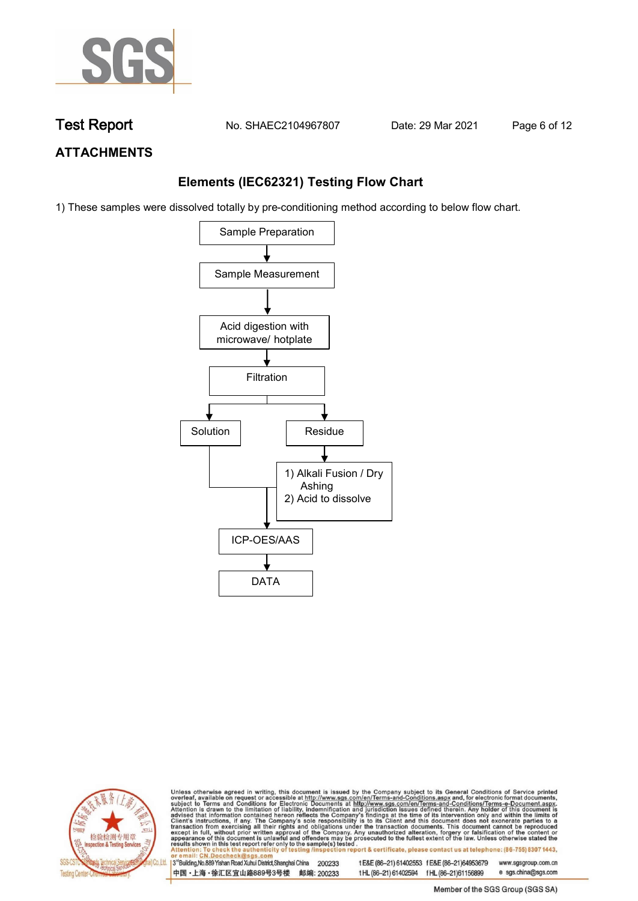## ATTACHMENTS

### Elements (IEC62321) Testing Flow Chart

1) These samples were dissolved totally by pre-conditioning method according to below flow chart.

Sample Preparation

↓

Sample Measurement

↓

Acid digestion with microwave/ hotplate

↓

Filtration

↓

Solution | Residue

Residue → 1) Alkali Fusion / Dry Ashing 2) Acid to dissolve

↓

ICP-OES/AAS

↓

DATA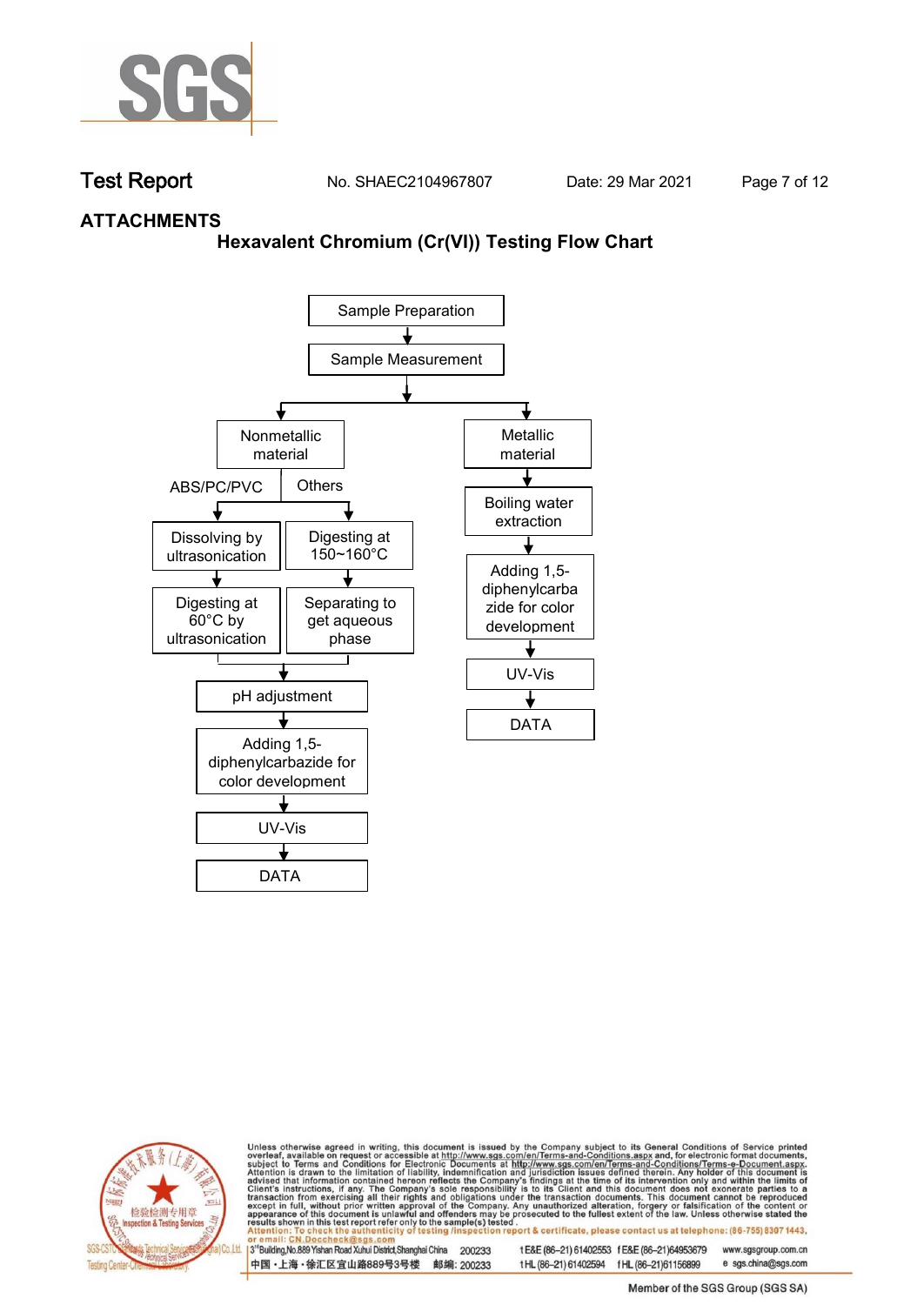## ATTACHMENTS

### Hexavalent Chromium (Cr(VI)) Testing Flow Chart

Sample Preparation

↓

Sample Measurement

↓

**Nonmetallic material**

- ABS/PC/PVC
  - Dissolving by ultrasonication
  - ↓
  - Digesting at 60°C by ultrasonication
- Others
  - Digesting at 150~160°C
  - ↓
  - Separating to get aqueous phase

↓

pH adjustment

↓

Adding 1,5-diphenylcarbazide for color development

↓

UV-Vis

↓

DATA

**Metallic material**

↓

Boiling water extraction

↓

Adding 1,5-diphenylcarbazide for color development

↓

UV-Vis

↓

DATA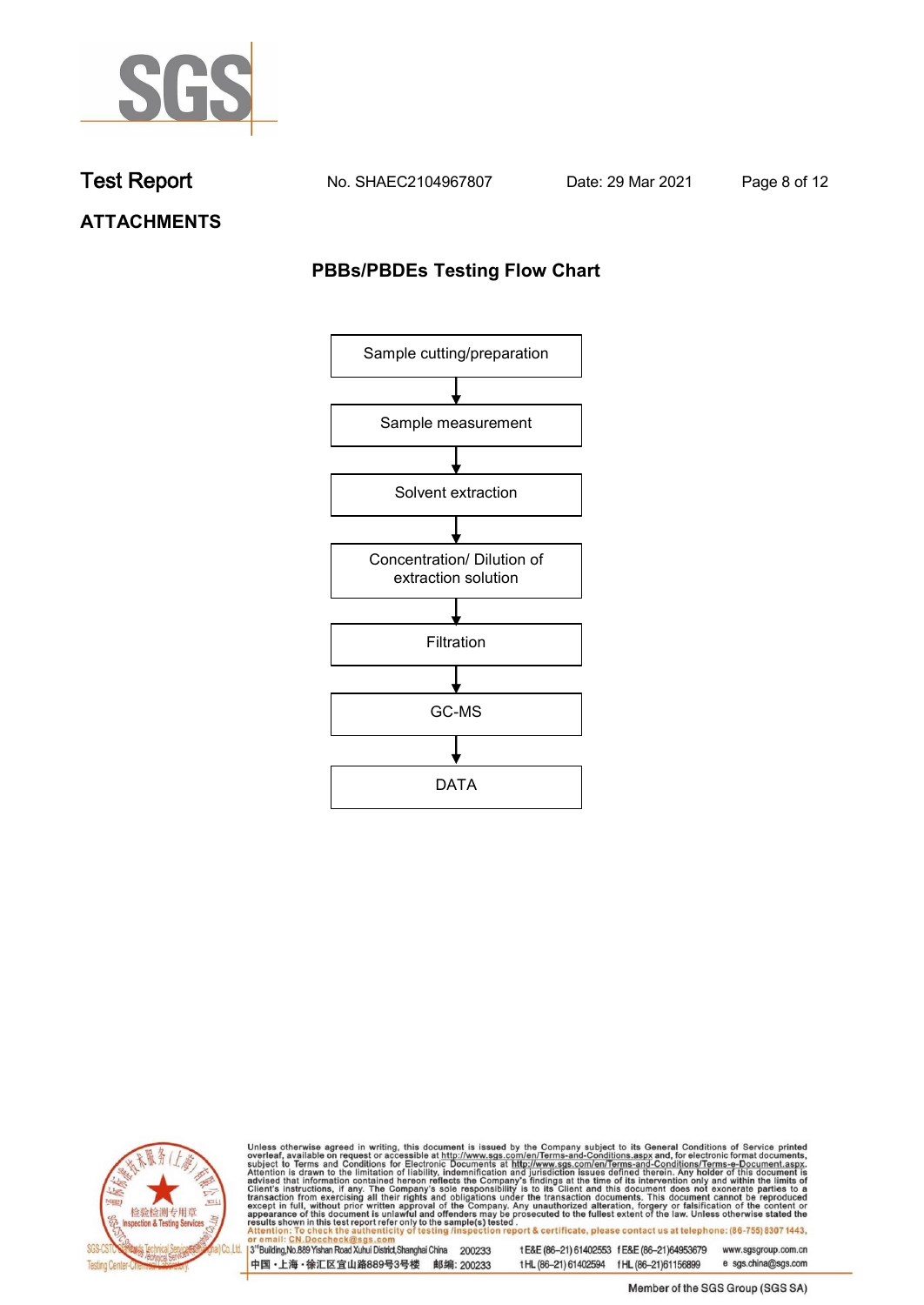## ATTACHMENTS

### PBBs/PBDEs Testing Flow Chart

Sample cutting/preparation

↓

Sample measurement

↓

Solvent extraction

↓

Concentration/ Dilution of extraction solution

↓

Filtration

↓

GC-MS

↓

DATA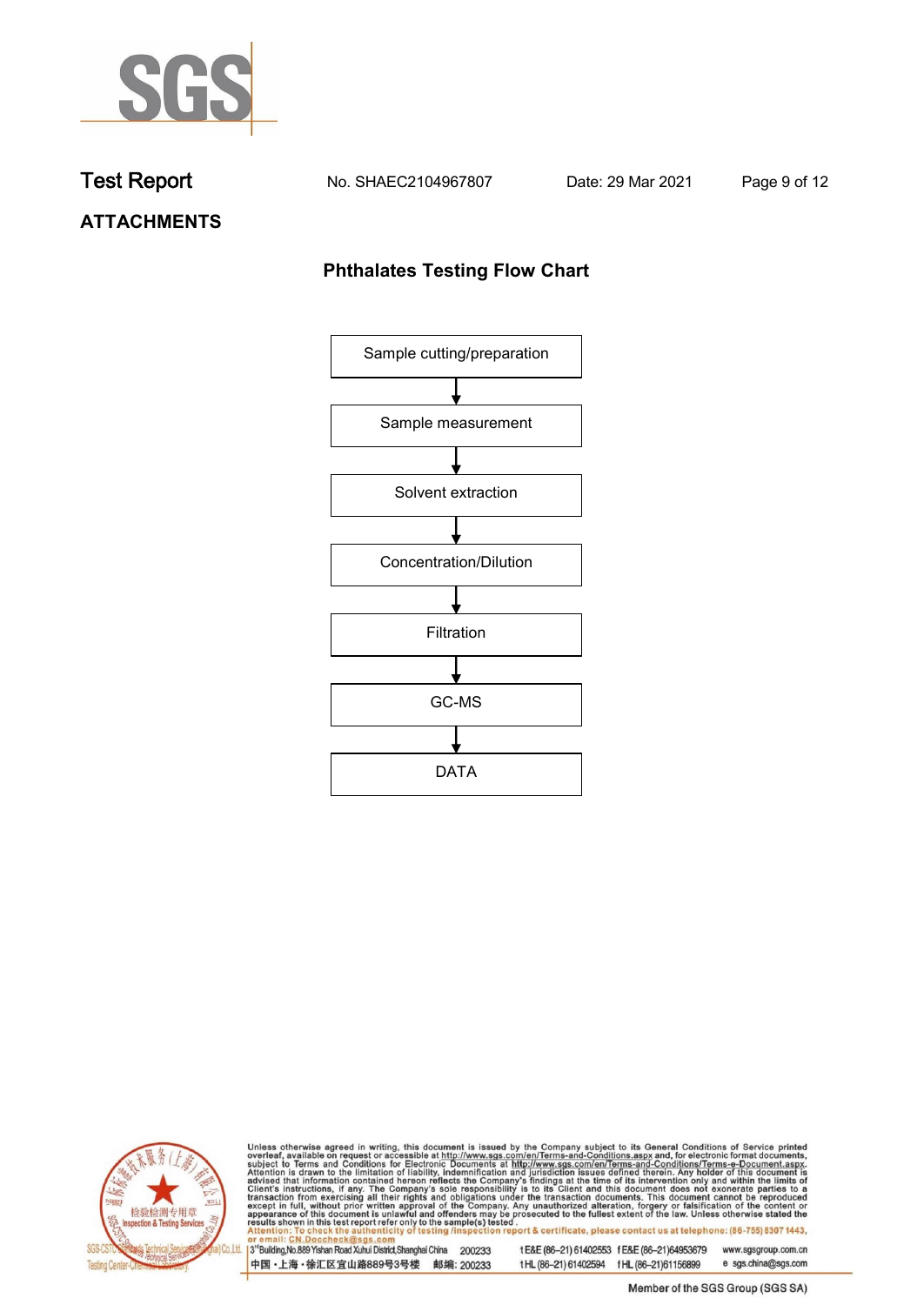## ATTACHMENTS

### Phthalates Testing Flow Chart

Sample cutting/preparation

↓

Sample measurement

↓

Solvent extraction

↓

Concentration/Dilution

↓

Filtration

↓

GC-MS

↓

DATA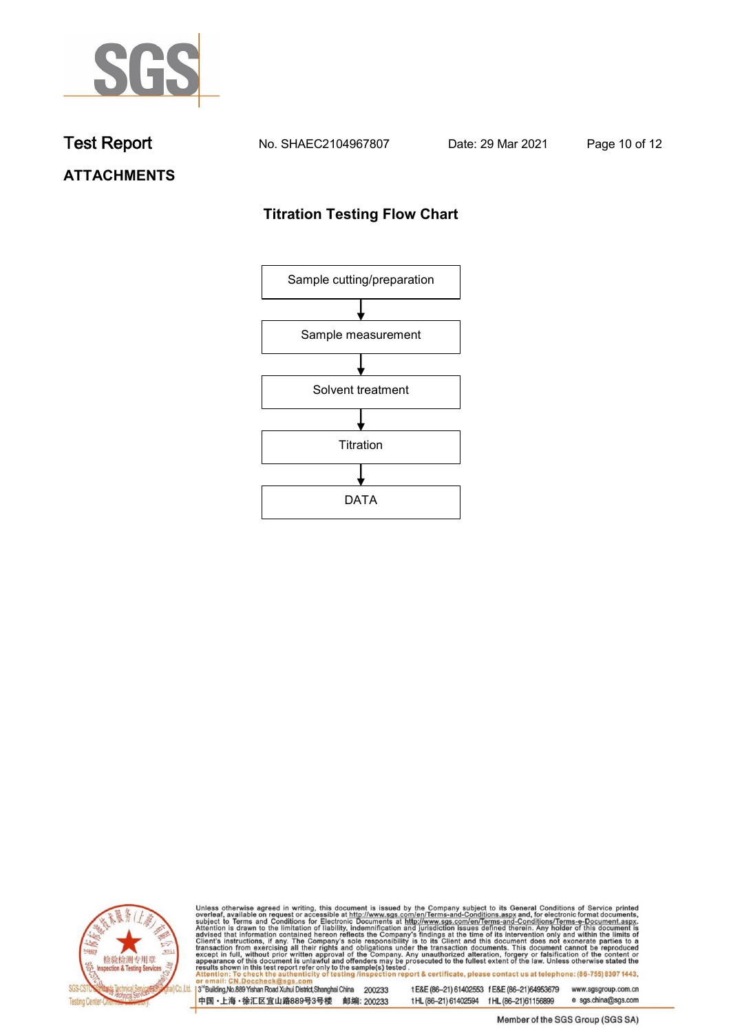Test Report No. SHAEC2104967807 Date: 29 Mar 2021

## ATTACHMENTS

### Titration Testing Flow Chart

Sample cutting/preparation

↓

Sample measurement

↓

Solvent treatment

↓

Titration

↓

DATA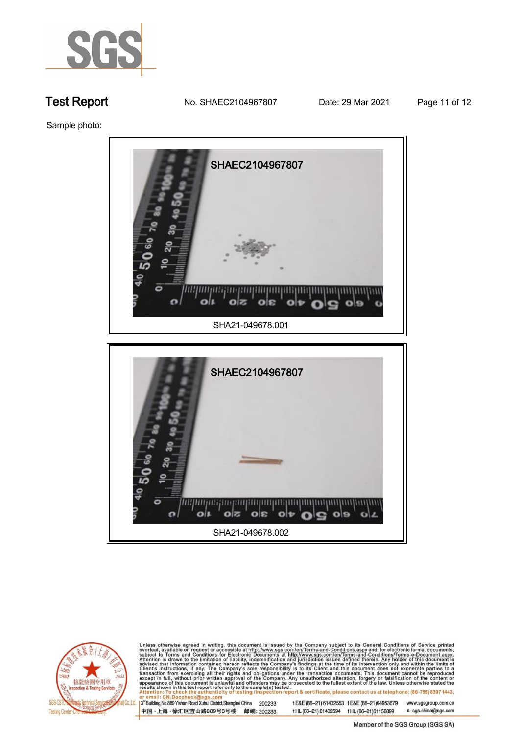Sample photo:

SHAEC2104967807

SHA21-049678.001

SHAEC2104967807

SHA21-049678.002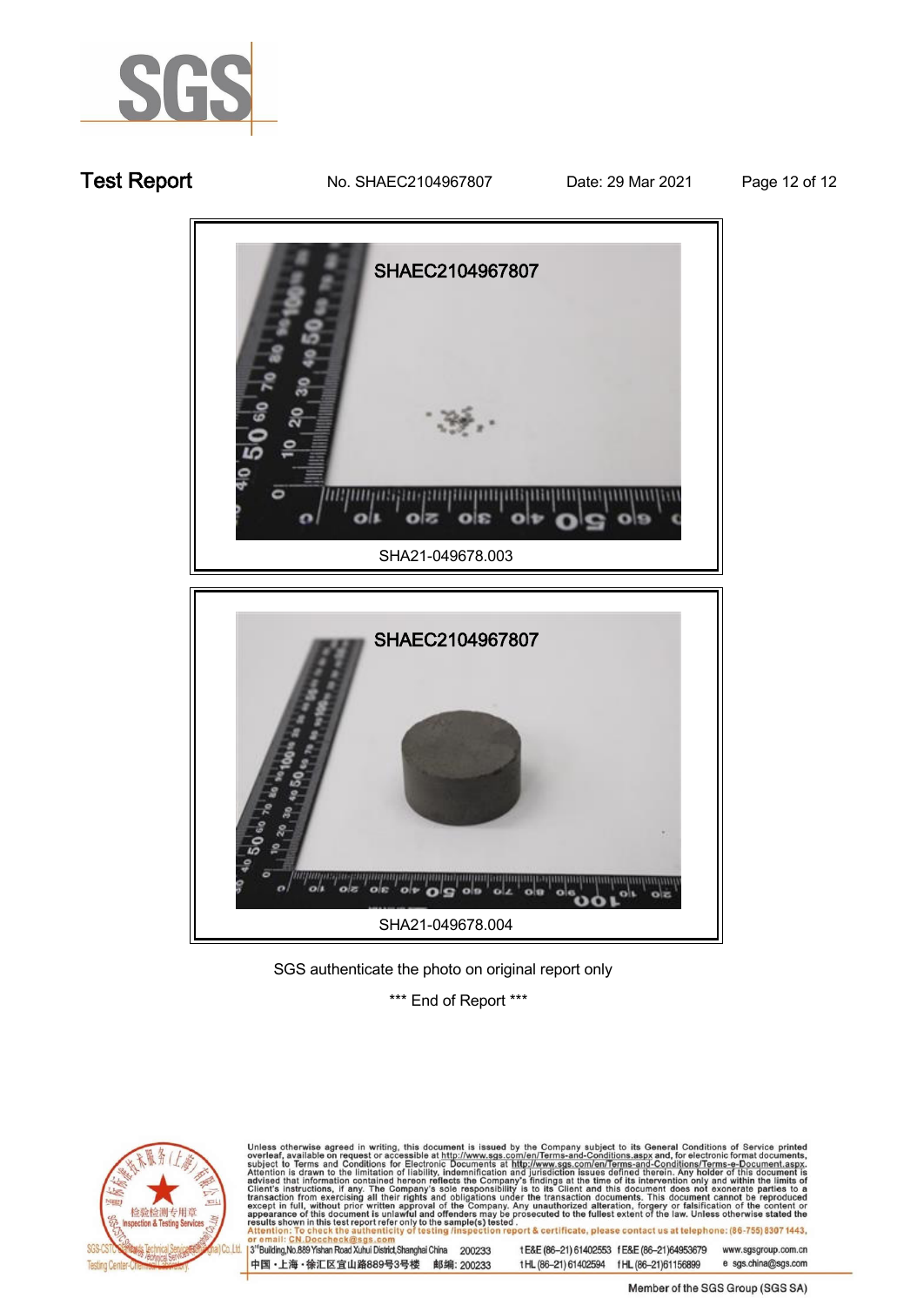SHA21-049678.003

SHA21-049678.004

SGS authenticate the photo on original report only

*** End of Report ***